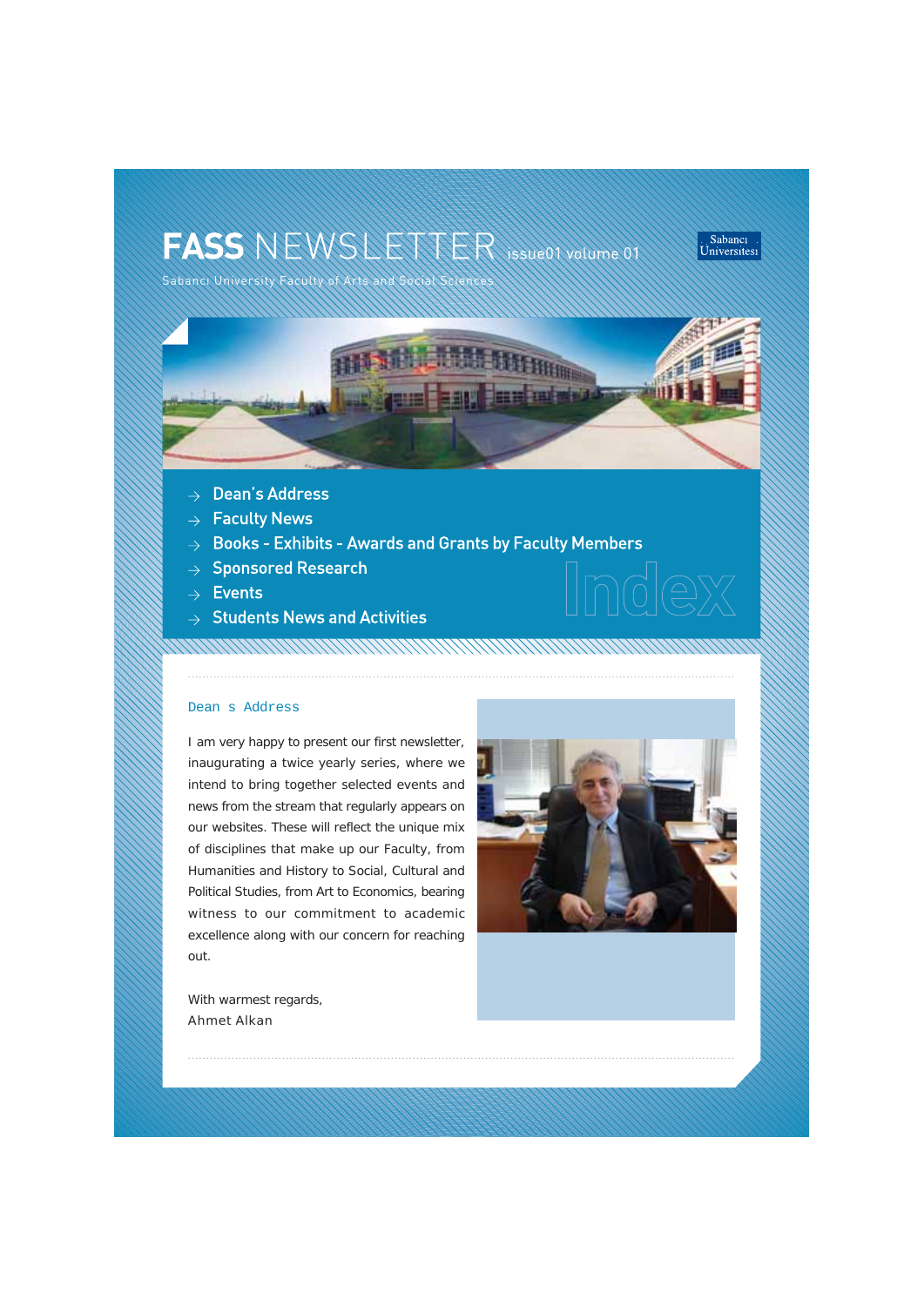# FASS NEWSLETTER issue01 volume 01

Sabancı University Faculty of Arts and Social Sciences

Sabancı Üniversitesi

## Index

- Dean's Address
- Faculty News
- Books - Exhibits - Awards and Grants by Faculty Members
- Sponsored Research
- Events
- Students News and Activities

## Dean s Address

I am very happy to present our first newsletter, inaugurating a twice yearly series, where we intend to bring together selected events and news from the stream that regularly appears on our websites. These will reflect the unique mix of disciplines that make up our Faculty, from Humanities and History to Social, Cultural and Political Studies, from Art to Economics, bearing witness to our commitment to academic excellence along with our concern for reaching out.

With warmest regards,
Ahmet Alkan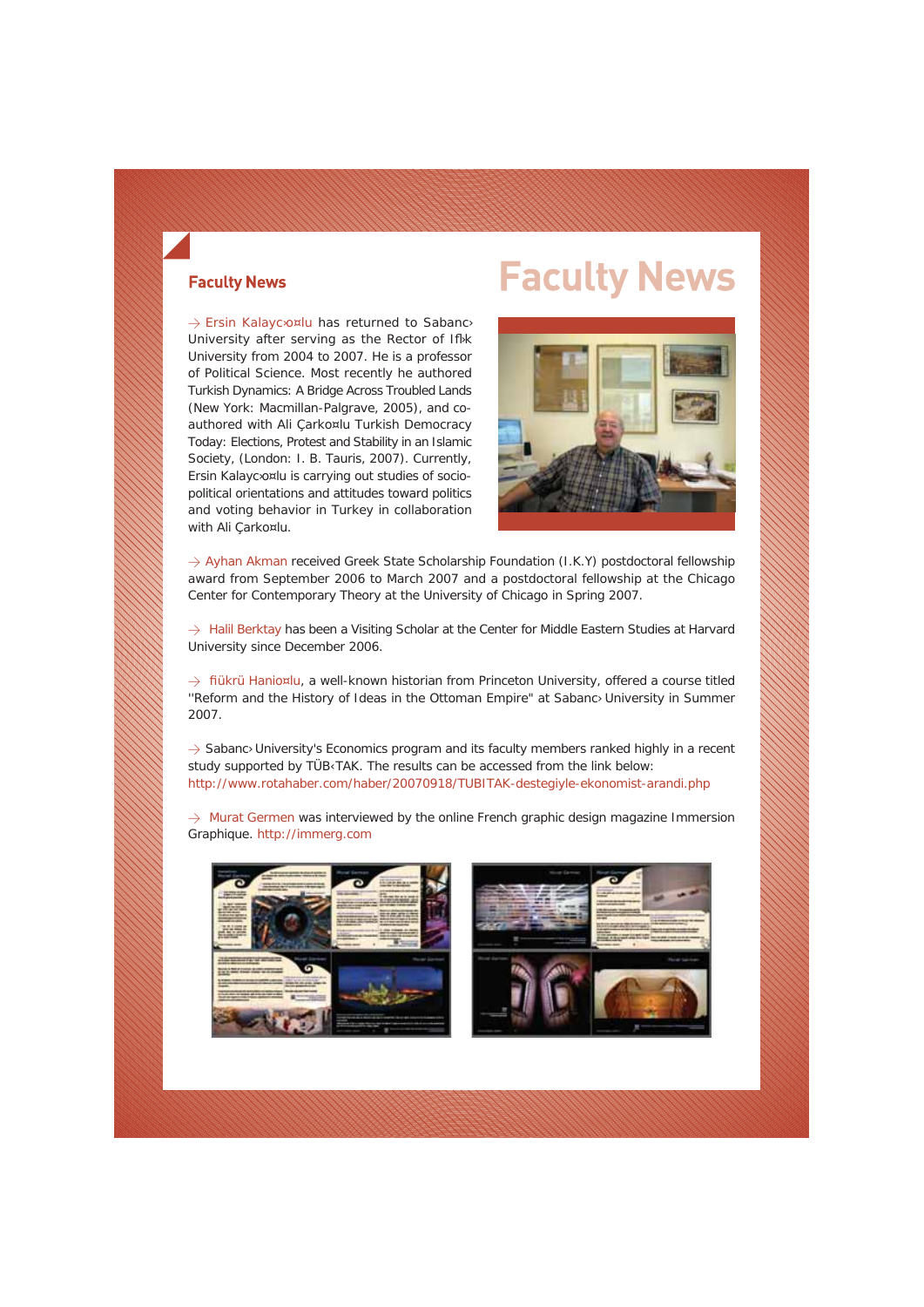## Faculty News

# Faculty News

→ Ersin Kalayc›o¤lu has returned to Sabanc› University after serving as the Rector of Ifl›k University from 2004 to 2007. He is a professor of Political Science. Most recently he authored Turkish Dynamics: A Bridge Across Troubled Lands (New York: Macmillan-Palgrave, 2005), and co-authored with Ali Çarko¤lu Turkish Democracy Today: Elections, Protest and Stability in an Islamic Society, (London: I. B. Tauris, 2007). Currently, Ersin Kalayc›o¤lu is carrying out studies of socio-political orientations and attitudes toward politics and voting behavior in Turkey in collaboration with Ali Çarko¤lu.

→ Ayhan Akman received Greek State Scholarship Foundation (I.K.Y) postdoctoral fellowship award from September 2006 to March 2007 and a postdoctoral fellowship at the Chicago Center for Contemporary Theory at the University of Chicago in Spring 2007.

→ Halil Berktay has been a Visiting Scholar at the Center for Middle Eastern Studies at Harvard University since December 2006.

→ fiükrü Hanio¤lu, a well-known historian from Princeton University, offered a course titled "Reform and the History of Ideas in the Ottoman Empire" at Sabanc› University in Summer 2007.

→ Sabanc› University's Economics program and its faculty members ranked highly in a recent study supported by TÜB‹TAK. The results can be accessed from the link below: http://www.rotahaber.com/haber/20070918/TUBITAK-destegiyle-ekonomist-arandi.php

→ Murat Germen was interviewed by the online French graphic design magazine Immersion Graphique. http://immerg.com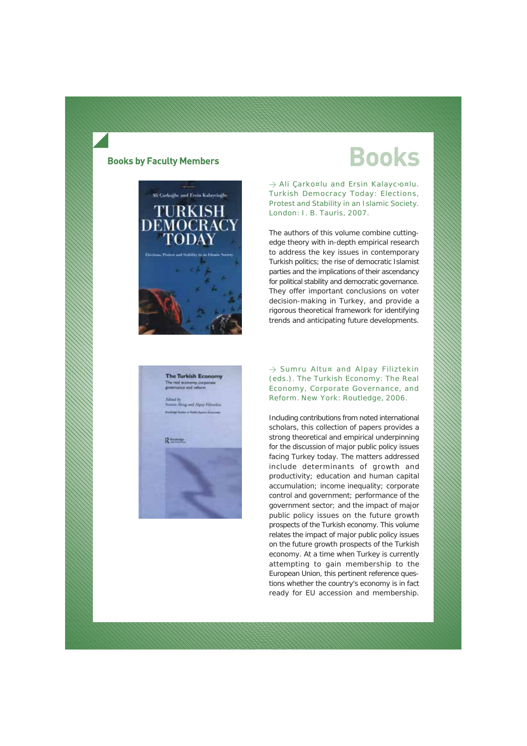## Books by Faculty Members

# Books

→ Ali Çarko¤lu and Ersin Kalayc›o¤lu. Turkish Democracy Today: Elections, Protest and Stability in an Islamic Society. London: I. B. Tauris, 2007.

The authors of this volume combine cutting-edge theory with in-depth empirical research to address the key issues in contemporary Turkish politics; the rise of democratic Islamist parties and the implications of their ascendancy for political stability and democratic governance. They offer important conclusions on voter decision-making in Turkey, and provide a rigorous theoretical framework for identifying trends and anticipating future developments.

→ Sumru Altu¤ and Alpay Filiztekin (eds.). The Turkish Economy: The Real Economy, Corporate Governance, and Reform. New York: Routledge, 2006.

Including contributions from noted international scholars, this collection of papers provides a strong theoretical and empirical underpinning for the discussion of major public policy issues facing Turkey today. The matters addressed include determinants of growth and productivity; education and human capital accumulation; income inequality; corporate control and government; performance of the government sector; and the impact of major public policy issues on the future growth prospects of the Turkish economy. This volume relates the impact of major public policy issues on the future growth prospects of the Turkish economy. At a time when Turkey is currently attempting to gain membership to the European Union, this pertinent reference questions whether the country's economy is in fact ready for EU accession and membership.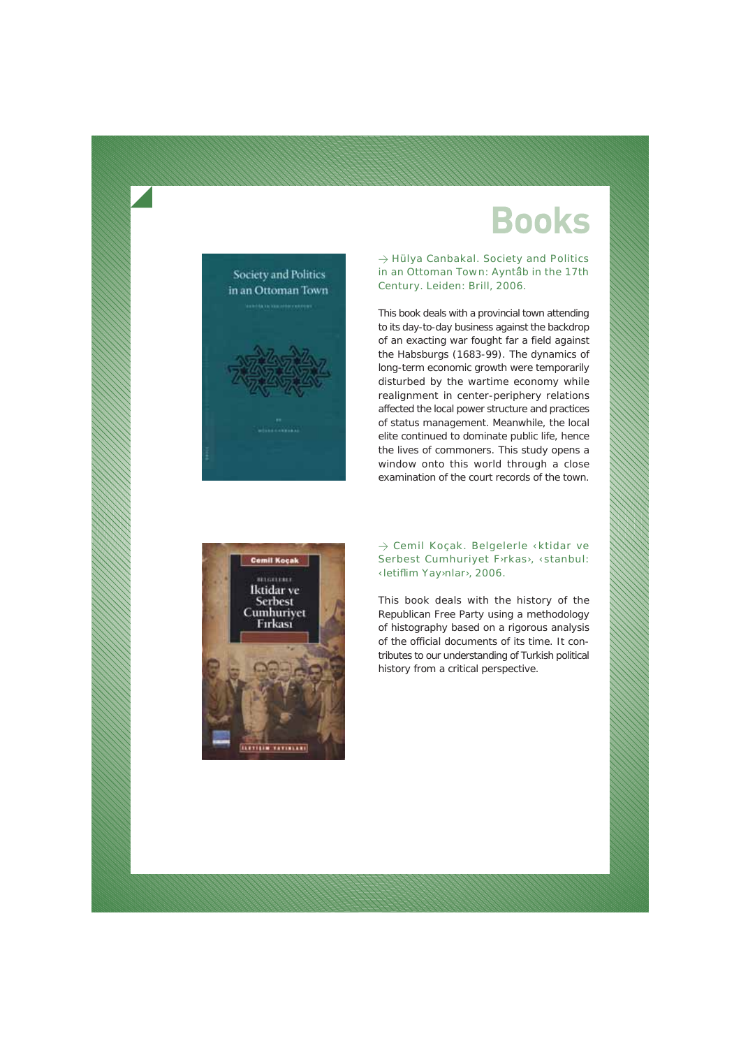# Books

→ Hülya Canbakal. Society and Politics in an Ottoman Town: Ayntâb in the 17th Century. Leiden: Brill, 2006.

This book deals with a provincial town attending to its day-to-day business against the backdrop of an exacting war fought far a field against the Habsburgs (1683-99). The dynamics of long-term economic growth were temporarily disturbed by the wartime economy while realignment in center-periphery relations affected the local power structure and practices of status management. Meanwhile, the local elite continued to dominate public life, hence the lives of commoners. This study opens a window onto this world through a close examination of the court records of the town.

→ Cemil Koçak. Belgelerle ‹ktidar ve Serbest Cumhuriyet F›rkas›, ‹stanbul: ‹letiflim Yay›nlar›, 2006.

This book deals with the history of the Republican Free Party using a methodology of histography based on a rigorous analysis of the official documents of its time. It contributes to our understanding of Turkish political history from a critical perspective.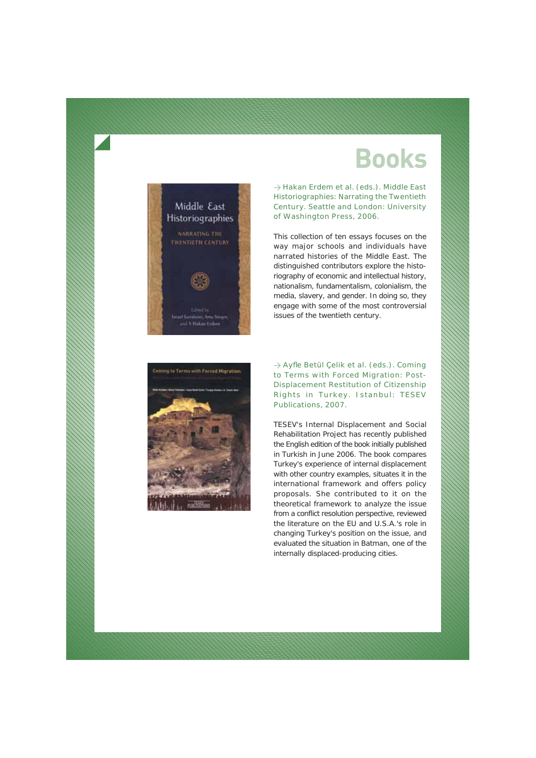# Books

→ Hakan Erdem et al. (eds.). Middle East Historiographies: Narrating the Twentieth Century. Seattle and London: University of Washington Press, 2006.

This collection of ten essays focuses on the way major schools and individuals have narrated histories of the Middle East. The distinguished contributors explore the historiography of economic and intellectual history, nationalism, fundamentalism, colonialism, the media, slavery, and gender. In doing so, they engage with some of the most controversial issues of the twentieth century.

→ Ayfle Betül Çelik et al. (eds.). Coming to Terms with Forced Migration: Post-Displacement Restitution of Citizenship Rights in Turkey. Istanbul: TESEV Publications, 2007.

TESEV's Internal Displacement and Social Rehabilitation Project has recently published the English edition of the book initially published in Turkish in June 2006. The book compares Turkey's experience of internal displacement with other country examples, situates it in the international framework and offers policy proposals. She contributed to it on the theoretical framework to analyze the issue from a conflict resolution perspective, reviewed the literature on the EU and U.S.A.'s role in changing Turkey's position on the issue, and evaluated the situation in Batman, one of the internally displaced-producing cities.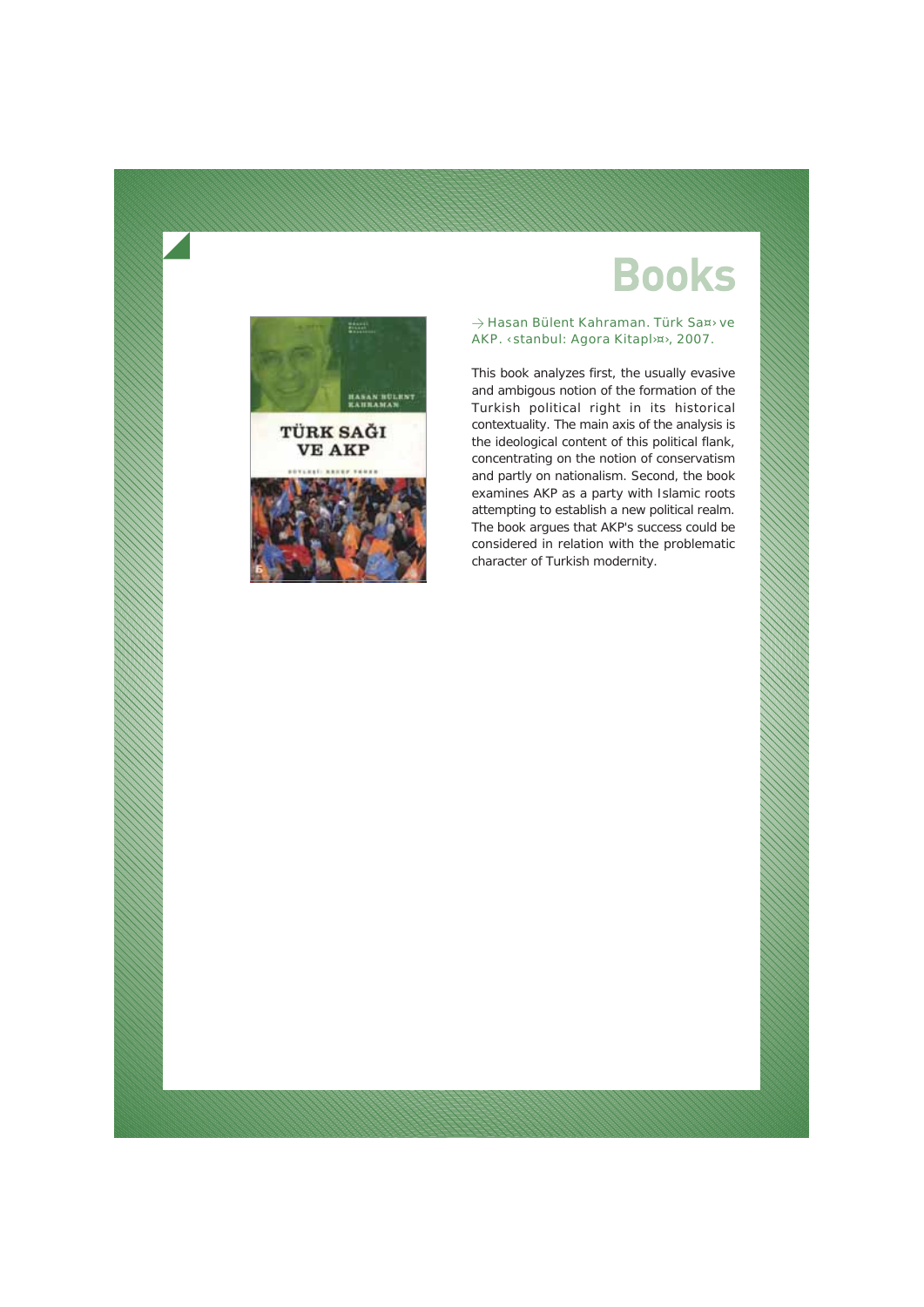# Books

→ Hasan Bülent Kahraman. Türk Sa¤› ve AKP. ‹stanbul: Agora Kitapl›¤›, 2007.

This book analyzes first, the usually evasive and ambigous notion of the formation of the Turkish political right in its historical contextuality. The main axis of the analysis is the ideological content of this political flank, concentrating on the notion of conservatism and partly on nationalism. Second, the book examines AKP as a party with Islamic roots attempting to establish a new political realm. The book argues that AKP's success could be considered in relation with the problematic character of Turkish modernity.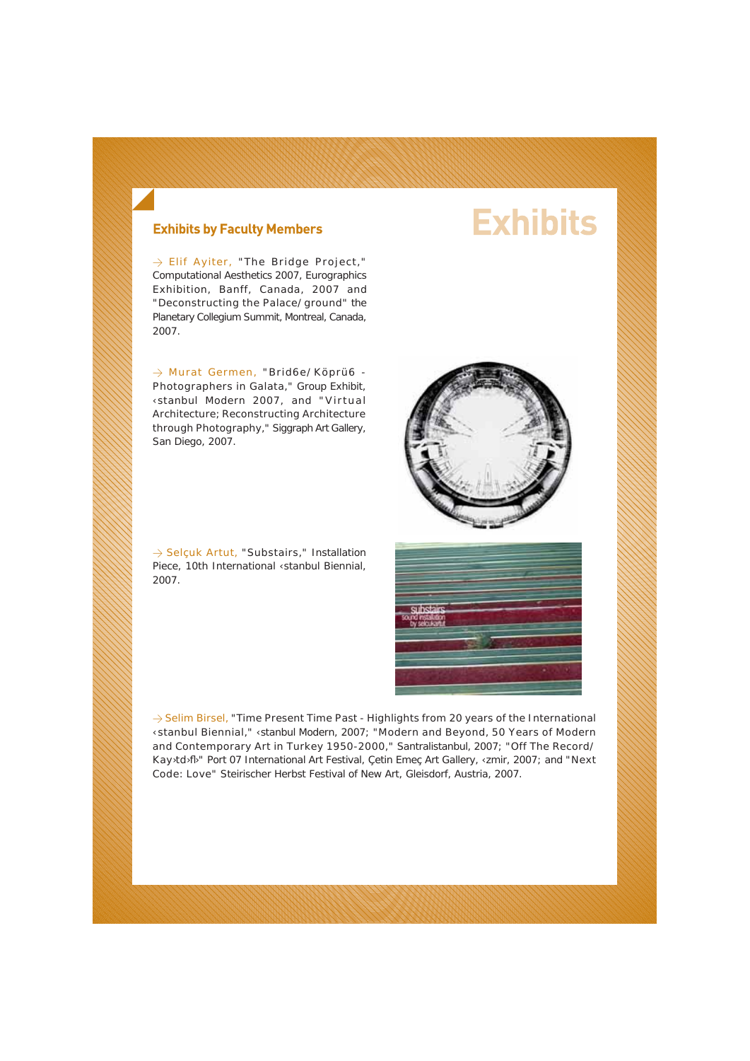# Exhibits

## Exhibits by Faculty Members

→ Elif Ayiter, "The Bridge Project," Computational Aesthetics 2007, Eurographics Exhibition, Banff, Canada, 2007 and "Deconstructing the Palace/ground" the Planetary Collegium Summit, Montreal, Canada, 2007.

→ Murat Germen, "Brid6e/Köprü6 - Photographers in Galata," Group Exhibit, ‹stanbul Modern 2007, and "Virtual Architecture; Reconstructing Architecture through Photography," Siggraph Art Gallery, San Diego, 2007.

→ Selçuk Artut, "Substairs," Installation Piece, 10th International ‹stanbul Biennial, 2007.

→ Selim Birsel, "Time Present Time Past - Highlights from 20 years of the International ‹stanbul Biennial," ‹stanbul Modern, 2007; "Modern and Beyond, 50 Years of Modern and Contemporary Art in Turkey 1950-2000," Santralistanbul, 2007; "Off The Record/ Kay›td›fl›" Port 07 International Art Festival, Çetin Emeç Art Gallery, ‹zmir, 2007; and "Next Code: Love" Steirischer Herbst Festival of New Art, Gleisdorf, Austria, 2007.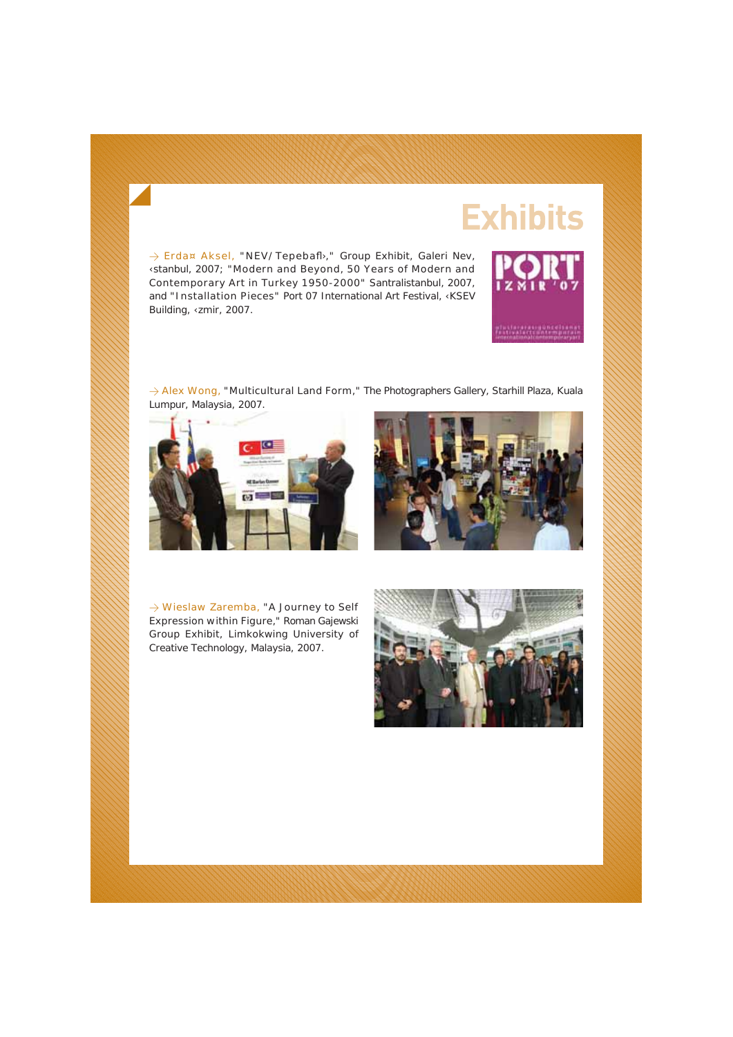# Exhibits

→ Erda¤ Aksel, "NEV/ Tepebafl›," Group Exhibit, Galeri Nev, ‹stanbul, 2007; "Modern and Beyond, 50 Years of Modern and Contemporary Art in Turkey 1950-2000" Santralistanbul, 2007, and "Installation Pieces" Port 07 International Art Festival, ‹KSEV Building, ‹zmir, 2007.

→ Alex Wong, "Multicultural Land Form," The Photographers Gallery, Starhill Plaza, Kuala Lumpur, Malaysia, 2007.

→ Wieslaw Zaremba, "A Journey to Self Expression within Figure," Roman Gajewski Group Exhibit, Limkokwing University of Creative Technology, Malaysia, 2007.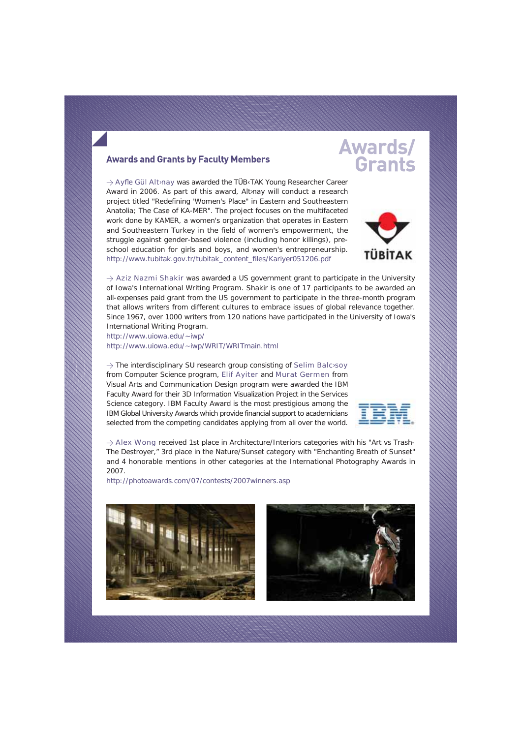# Awards/ Grants

## Awards and Grants by Faculty Members

→ Ayfle Gül Alt›nay was awarded the TÜB‹TAK Young Researcher Career Award in 2006. As part of this award, Alt›nay will conduct a research project titled "Redefining 'Women's Place" in Eastern and Southeastern Anatolia; The Case of KA-MER". The project focuses on the multifaceted work done by KAMER, a women's organization that operates in Eastern and Southeastern Turkey in the field of women's empowerment, the struggle against gender-based violence (including honor killings), pre-school education for girls and boys, and women's entrepreneurship.
http://www.tubitak.gov.tr/tubitak_content_files/Kariyer051206.pdf

→ Aziz Nazmi Shakir was awarded a US government grant to participate in the University of Iowa's International Writing Program. Shakir is one of 17 participants to be awarded an all-expenses paid grant from the US government to participate in the three-month program that allows writers from different cultures to embrace issues of global relevance together. Since 1967, over 1000 writers from 120 nations have participated in the University of Iowa's International Writing Program.
http://www.uiowa.edu/~iwp/
http://www.uiowa.edu/~iwp/WRIT/WRITmain.html

→ The interdisciplinary SU research group consisting of Selim Balc›soy from Computer Science program, Elif Ayiter and Murat Germen from Visual Arts and Communication Design program were awarded the IBM Faculty Award for their 3D Information Visualization Project in the Services Science category. IBM Faculty Award is the most prestigious among the IBM Global University Awards which provide financial support to academicians selected from the competing candidates applying from all over the world.

→ Alex Wong received 1st place in Architecture/Interiors categories with his "Art vs Trash-The Destroyer," 3rd place in the Nature/Sunset category with "Enchanting Breath of Sunset" and 4 honorable mentions in other categories at the International Photography Awards in 2007.
http://photoawards.com/07/contests/2007winners.asp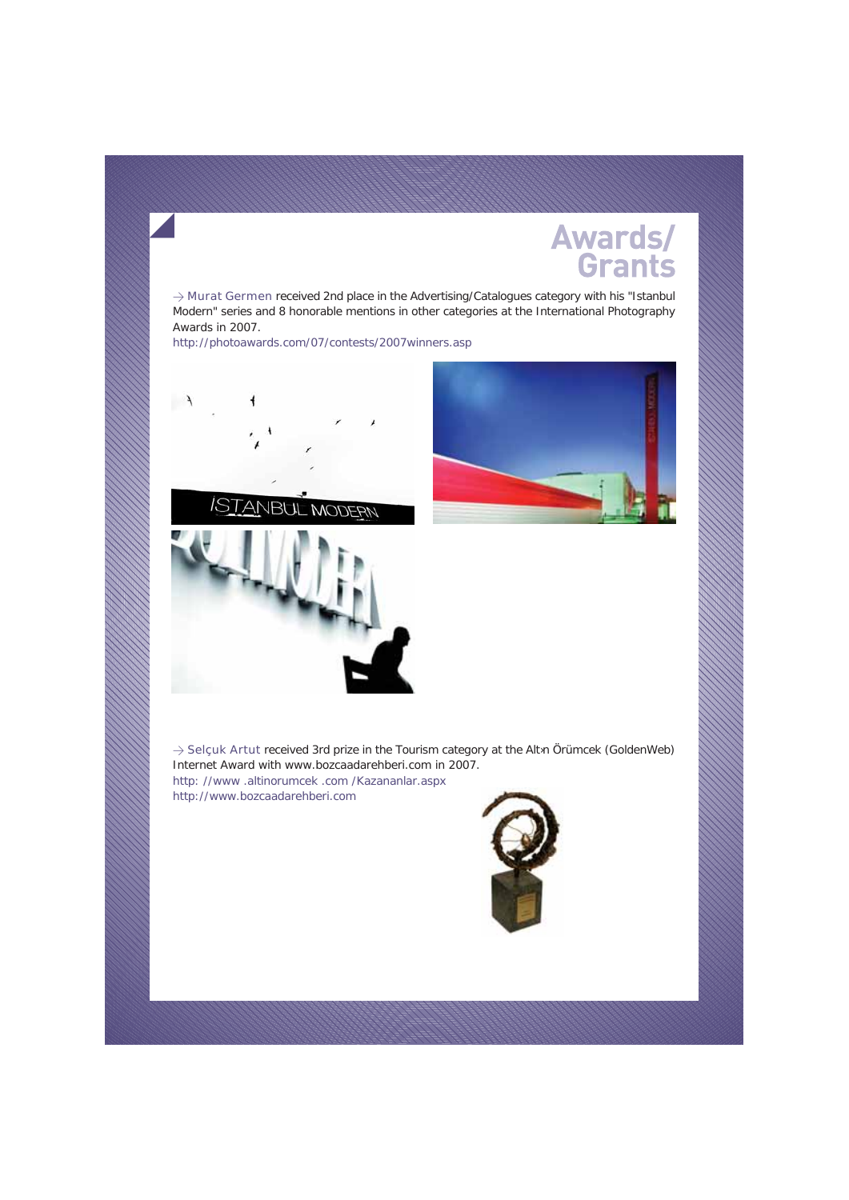# Awards/ Grants

→ Murat Germen received 2nd place in the Advertising/Catalogues category with his "Istanbul Modern" series and 8 honorable mentions in other categories at the International Photography Awards in 2007.
http://photoawards.com/07/contests/2007winners.asp

→ Selçuk Artut received 3rd prize in the Tourism category at the Altın Örümcek (GoldenWeb) Internet Award with www.bozcaadarehberi.com in 2007.
http: //www .altinorumcek .com /Kazananlar.aspx
http://www.bozcaadarehberi.com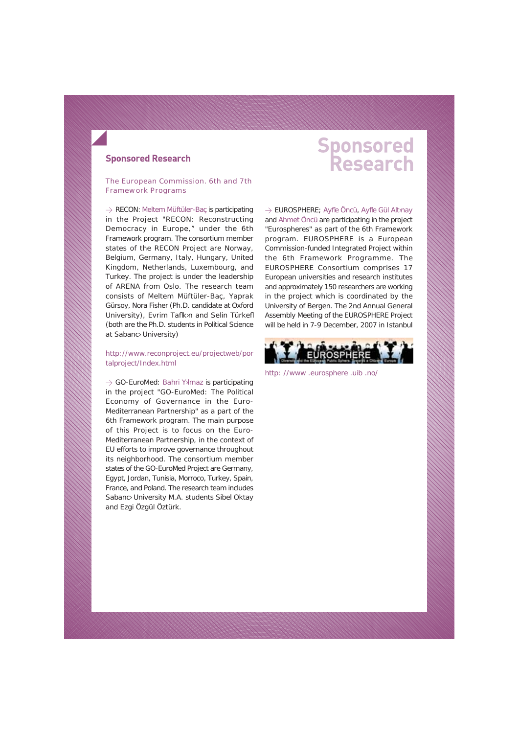## Sponsored Research

# Sponsored Research

### The European Commission. 6th and 7th Framework Programs

→ RECON: Meltem Müftüler-Baç is participating in the Project "RECON: Reconstructing Democracy in Europe," under the 6th Framework program. The consortium member states of the RECON Project are Norway, Belgium, Germany, Italy, Hungary, United Kingdom, Netherlands, Luxembourg, and Turkey. The project is under the leadership of ARENA from Oslo. The research team consists of Meltem Müftüler-Baç, Yaprak Gürsoy, Nora Fisher (Ph.D. candidate at Oxford University), Evrim Taflk›n and Selin Türkefl (both are the Ph.D. students in Political Science at Sabanc› University)

http://www.reconproject.eu/projectweb/portalproject/Index.html

→ GO-EuroMed: Bahri Y›lmaz is participating in the project "GO-EuroMed: The Political Economy of Governance in the Euro-Mediterranean Partnership" as a part of the 6th Framework program. The main purpose of this Project is to focus on the Euro-Mediterranean Partnership, in the context of EU efforts to improve governance throughout its neighborhood. The consortium member states of the GO-EuroMed Project are Germany, Egypt, Jordan, Tunisia, Morroco, Turkey, Spain, France, and Poland. The research team includes Sabanc› University M.A. students Sibel Oktay and Ezgi Özgül Öztürk.

→ EUROSPHERE; Ayfle Öncü, Ayfle Gül Alt›nay and Ahmet Öncü are participating in the project "Eurospheres" as part of the 6th Framework program. EUROSPHERE is a European Commission-funded Integrated Project within the 6th Framework Programme. The EUROSPHERE Consortium comprises 17 European universities and research institutes and approximately 150 researchers are working in the project which is coordinated by the University of Bergen. The 2nd Annual General Assembly Meeting of the EUROSPHERE Project will be held in 7-9 December, 2007 in Istanbul

EUROSPHERE

http: //www .eurosphere .uib .no/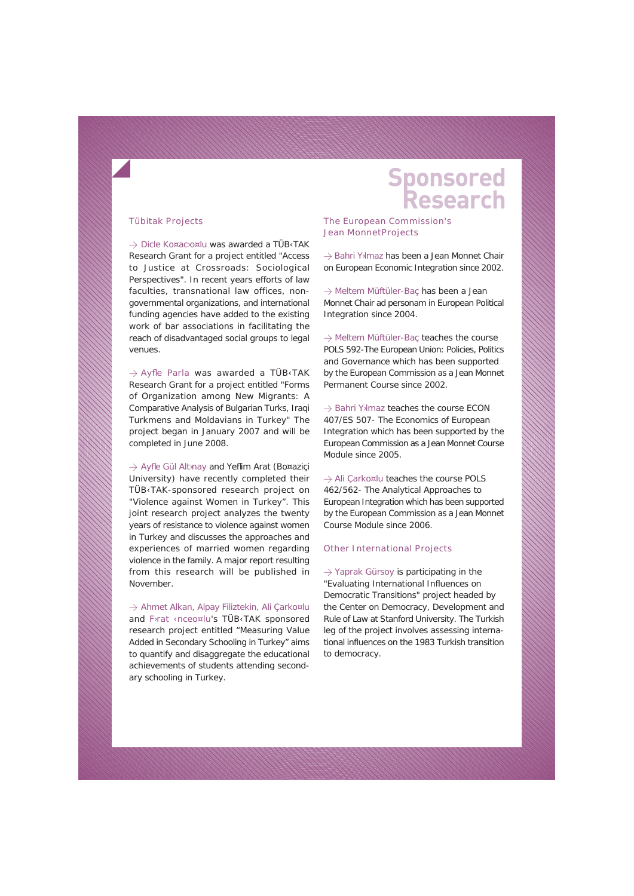# Sponsored Research

## Tübitak Projects

→ Dicle Ko¤ac›o¤lu was awarded a TÜB‹TAK Research Grant for a project entitled "Access to Justice at Crossroads: Sociological Perspectives". In recent years efforts of law faculties, transnational law offices, non-governmental organizations, and international funding agencies have added to the existing work of bar associations in facilitating the reach of disadvantaged social groups to legal venues.

→ Ayfle Parla was awarded a TÜB‹TAK Research Grant for a project entitled "Forms of Organization among New Migrants: A Comparative Analysis of Bulgarian Turks, Iraqi Turkmens and Moldavians in Turkey" The project began in January 2007 and will be completed in June 2008.

→ Ayfle Gül Alt›nay and Yeflim Arat (Bo¤aziçi University) have recently completed their TÜB‹TAK-sponsored research project on "Violence against Women in Turkey". This joint research project analyzes the twenty years of resistance to violence against women in Turkey and discusses the approaches and experiences of married women regarding violence in the family. A major report resulting from this research will be published in November.

→ Ahmet Alkan, Alpay Filiztekin, Ali Çarko¤lu and F›rat ‹nceo¤lu's TÜB‹TAK sponsored research project entitled "Measuring Value Added in Secondary Schooling in Turkey" aims to quantify and disaggregate the educational achievements of students attending secondary schooling in Turkey.

## The European Commission's Jean MonnetProjects

→ Bahri Y›lmaz has been a Jean Monnet Chair on European Economic Integration since 2002.

→ Meltem Müftüler-Baç has been a Jean Monnet Chair ad personam in European Political Integration since 2004.

→ Meltem Müftüler-Baç teaches the course POLS 592-The European Union: Policies, Politics and Governance which has been supported by the European Commission as a Jean Monnet Permanent Course since 2002.

→ Bahri Y›lmaz teaches the course ECON 407/ES 507- The Economics of European Integration which has been supported by the European Commission as a Jean Monnet Course Module since 2005.

→ Ali Çarko¤lu teaches the course POLS 462/562- The Analytical Approaches to European Integration which has been supported by the European Commission as a Jean Monnet Course Module since 2006.

## Other International Projects

→ Yaprak Gürsoy is participating in the "Evaluating International Influences on Democratic Transitions" project headed by the Center on Democracy, Development and Rule of Law at Stanford University. The Turkish leg of the project involves assessing international influences on the 1983 Turkish transition to democracy.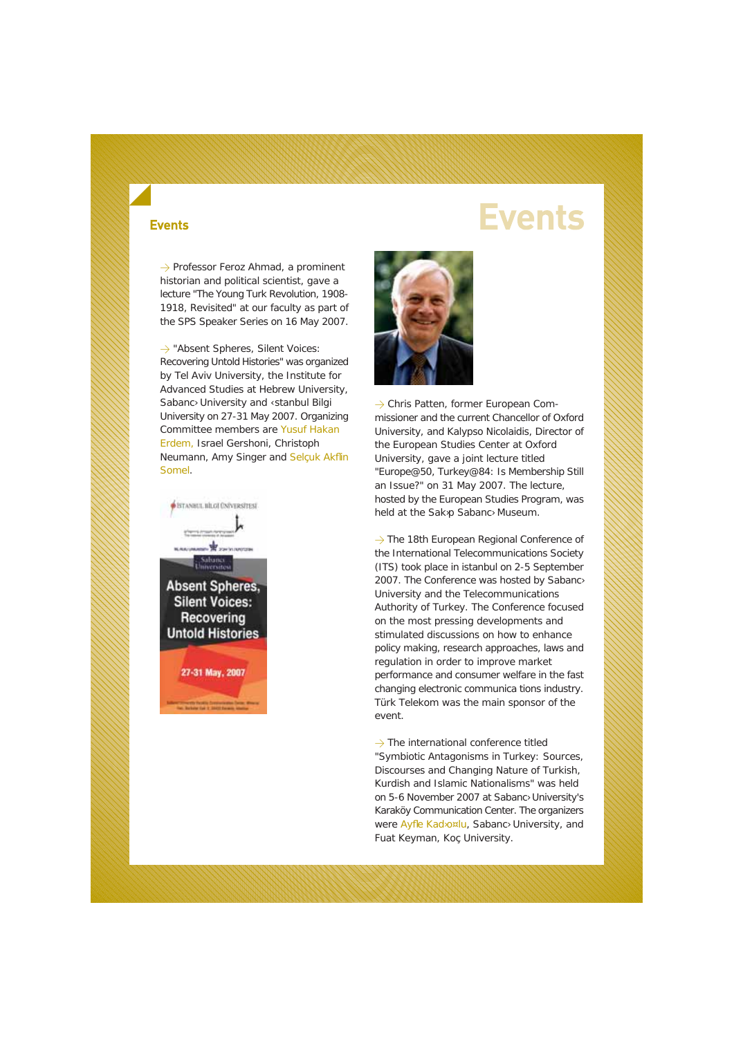## Events

# Events

→ Professor Feroz Ahmad, a prominent historian and political scientist, gave a lecture "The Young Turk Revolution, 1908-1918, Revisited" at our faculty as part of the SPS Speaker Series on 16 May 2007.

→ "Absent Spheres, Silent Voices: Recovering Untold Histories" was organized by Tel Aviv University, the Institute for Advanced Studies at Hebrew University, Sabanc› University and ‹stanbul Bilgi University on 27-31 May 2007. Organizing Committee members are Yusuf Hakan Erdem, Israel Gershoni, Christoph Neumann, Amy Singer and Selçuk Akflin Somel.

→ Chris Patten, former European Commissioner and the current Chancellor of Oxford University, and Kalypso Nicolaidis, Director of the European Studies Center at Oxford University, gave a joint lecture titled "Europe@50, Turkey@84: Is Membership Still an Issue?" on 31 May 2007. The lecture, hosted by the European Studies Program, was held at the Sak›p Sabanc› Museum.

→ The 18th European Regional Conference of the International Telecommunications Society (ITS) took place in istanbul on 2-5 September 2007. The Conference was hosted by Sabanc› University and the Telecommunications Authority of Turkey. The Conference focused on the most pressing developments and stimulated discussions on how to enhance policy making, research approaches, laws and regulation in order to improve market performance and consumer welfare in the fast changing electronic communica tions industry. Türk Telekom was the main sponsor of the event.

→ The international conference titled "Symbiotic Antagonisms in Turkey: Sources, Discourses and Changing Nature of Turkish, Kurdish and Islamic Nationalisms" was held on 5-6 November 2007 at Sabanc› University's Karaköy Communication Center. The organizers were Ayfle Kad›o¤lu, Sabanc› University, and Fuat Keyman, Koç University.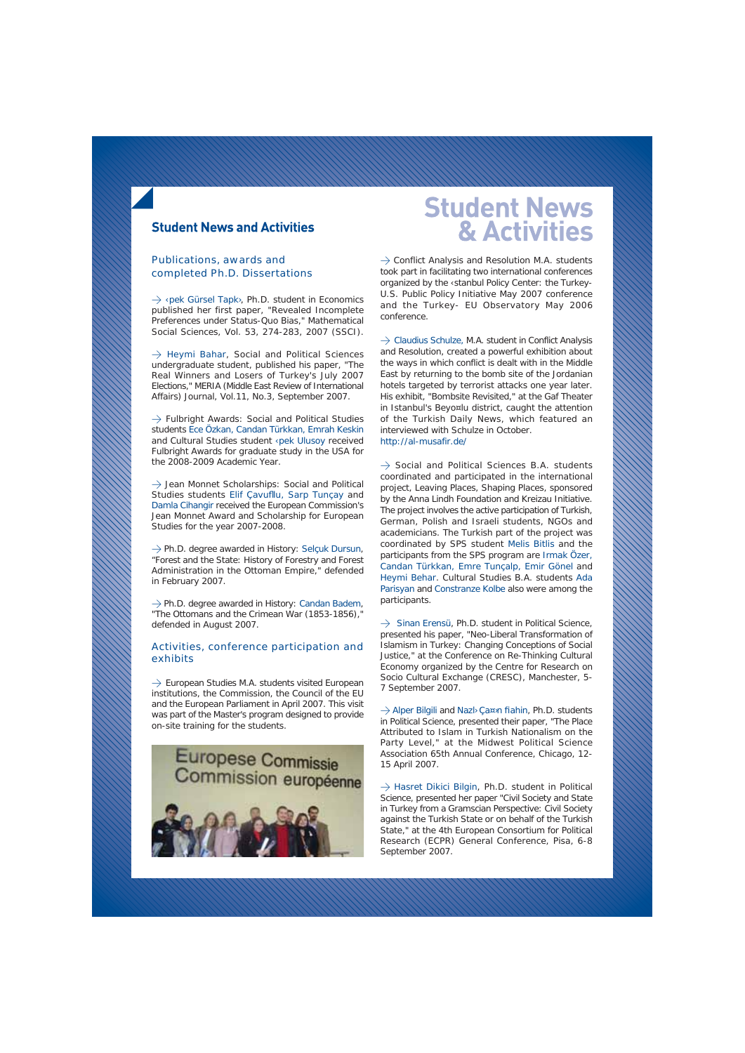# Student News & Activities

## Student News and Activities

### Publications, awards and completed Ph.D. Dissertations

→ ‹pek Gürsel Tapk›, Ph.D. student in Economics published her first paper, "Revealed Incomplete Preferences under Status-Quo Bias," Mathematical Social Sciences, Vol. 53, 274-283, 2007 (SSCI).

→ Heymi Bahar, Social and Political Sciences undergraduate student, published his paper, "The Real Winners and Losers of Turkey's July 2007 Elections," MERIA (Middle East Review of International Affairs) Journal, Vol.11, No.3, September 2007.

→ Fulbright Awards: Social and Political Studies students Ece Özkan, Candan Türkkan, Emrah Keskin and Cultural Studies student ‹pek Ulusoy received Fulbright Awards for graduate study in the USA for the 2008-2009 Academic Year.

→ Jean Monnet Scholarships: Social and Political Studies students Elif Çavufllu, Sarp Tunçay and Damla Cihangir received the European Commission's Jean Monnet Award and Scholarship for European Studies for the year 2007-2008.

→ Ph.D. degree awarded in History: Selçuk Dursun, "Forest and the State: History of Forestry and Forest Administration in the Ottoman Empire," defended in February 2007.

→ Ph.D. degree awarded in History: Candan Badem, "The Ottomans and the Crimean War (1853-1856)," defended in August 2007.

### Activities, conference participation and exhibits

→ European Studies M.A. students visited European institutions, the Commission, the Council of the EU and the European Parliament in April 2007. This visit was part of the Master's program designed to provide on-site training for the students.

→ Conflict Analysis and Resolution M.A. students took part in facilitating two international conferences organized by the ‹stanbul Policy Center: the Turkey-U.S. Public Policy Initiative May 2007 conference and the Turkey- EU Observatory May 2006 conference.

→ Claudius Schulze, M.A. student in Conflict Analysis and Resolution, created a powerful exhibition about the ways in which conflict is dealt with in the Middle East by returning to the bomb site of the Jordanian hotels targeted by terrorist attacks one year later. His exhibit, "Bombsite Revisited," at the Gaf Theater in Istanbul's Beyo¤lu district, caught the attention of the Turkish Daily News, which featured an interviewed with Schulze in October. http://al-musafir.de/

→ Social and Political Sciences B.A. students coordinated and participated in the international project, Leaving Places, Shaping Places, sponsored by the Anna Lindh Foundation and Kreizau Initiative. The project involves the active participation of Turkish, German, Polish and Israeli students, NGOs and academicians. The Turkish part of the project was coordinated by SPS student Melis Bitlis and the participants from the SPS program are Irmak Özer, Candan Türkkan, Emre Tunçalp, Emir Gönel and Heymi Behar. Cultural Studies B.A. students Ada Parisyan and Constranze Kolbe also were among the participants.

→ Sinan Erensü, Ph.D. student in Political Science, presented his paper, "Neo-Liberal Transformation of Islamism in Turkey: Changing Conceptions of Social Justice," at the Conference on Re-Thinking Cultural Economy organized by the Centre for Research on Socio Cultural Exchange (CRESC), Manchester, 5-7 September 2007.

→ Alper Bilgili and Nazl› Ça¤›n fiahin, Ph.D. students in Political Science, presented their paper, "The Place Attributed to Islam in Turkish Nationalism on the Party Level," at the Midwest Political Science Association 65th Annual Conference, Chicago, 12-15 April 2007.

→ Hasret Dikici Bilgin, Ph.D. student in Political Science, presented her paper "Civil Society and State in Turkey from a Gramscian Perspective: Civil Society against the Turkish State or on behalf of the Turkish State," at the 4th European Consortium for Political Research (ECPR) General Conference, Pisa, 6-8 September 2007.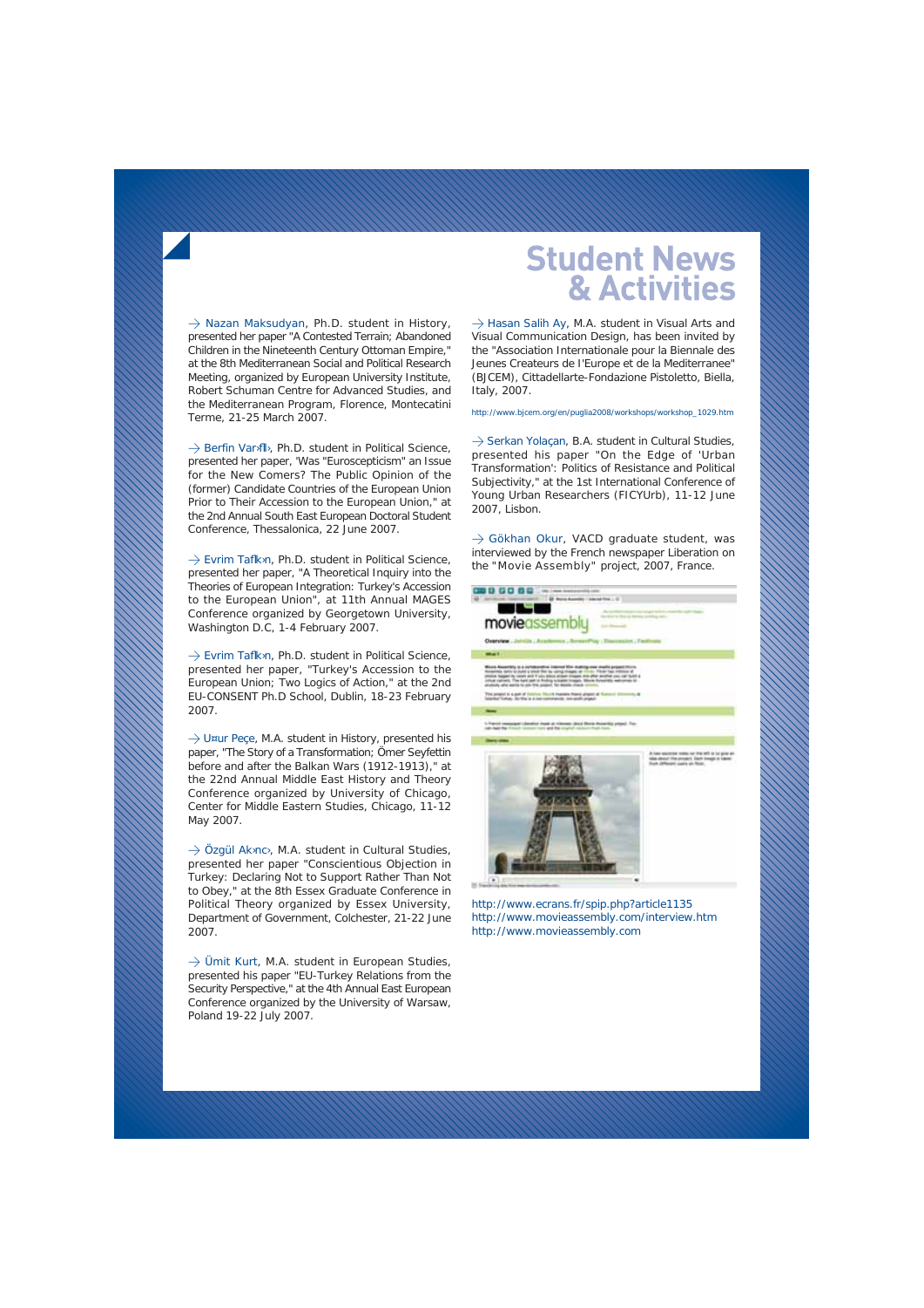# Student News & Activities

→ Nazan Maksudyan, Ph.D. student in History, presented her paper "A Contested Terrain; Abandoned Children in the Nineteenth Century Ottoman Empire," at the 8th Mediterranean Social and Political Research Meeting, organized by European University Institute, Robert Schuman Centre for Advanced Studies, and the Mediterranean Program, Florence, Montecatini Terme, 21-25 March 2007.

→ Berfin Var›fll›, Ph.D. student in Political Science, presented her paper, 'Was "Euroscepticism" an Issue for the New Comers? The Public Opinion of the (former) Candidate Countries of the European Union Prior to Their Accession to the European Union," at the 2nd Annual South East European Doctoral Student Conference, Thessalonica, 22 June 2007.

→ Evrim Tafl›n, Ph.D. student in Political Science, presented her paper, "A Theoretical Inquiry into the Theories of European Integration: Turkey's Accession to the European Union", at 11th Annual MAGES Conference organized by Georgetown University, Washington D.C, 1-4 February 2007.

→ Evrim Tafl›n, Ph.D. student in Political Science, presented her paper, "Turkey's Accession to the European Union; Two Logics of Action," at the 2nd EU-CONSENT Ph.D School, Dublin, 18-23 February 2007.

→ U¤ur Peçe, M.A. student in History, presented his paper, "The Story of a Transformation; Ömer Seyfettin before and after the Balkan Wars (1912-1913)," at the 22nd Annual Middle East History and Theory Conference organized by University of Chicago, Center for Middle Eastern Studies, Chicago, 11-12 May 2007.

→ Özgül Ak›nc›, M.A. student in Cultural Studies, presented her paper "Conscientious Objection in Turkey: Declaring Not to Support Rather Than Not to Obey," at the 8th Essex Graduate Conference in Political Theory organized by Essex University, Department of Government, Colchester, 21-22 June 2007.

→ Ümit Kurt, M.A. student in European Studies, presented his paper "EU-Turkey Relations from the Security Perspective," at the 4th Annual East European Conference organized by the University of Warsaw, Poland 19-22 July 2007.

→ Hasan Salih Ay, M.A. student in Visual Arts and Visual Communication Design, has been invited by the "Association Internationale pour la Biennale des Jeunes Createurs de l'Europe et de la Mediterranee" (BJCEM), Cittadellarte-Fondazione Pistoletto, Biella, Italy, 2007.

http://www.bjcem.org/en/puglia2008/workshops/workshop_1029.htm

→ Serkan Yolaçan, B.A. student in Cultural Studies, presented his paper "On the Edge of 'Urban Transformation': Politics of Resistance and Political Subjectivity," at the 1st International Conference of Young Urban Researchers (FICYUrb), 11-12 June 2007, Lisbon.

→ Gökhan Okur, VACD graduate student, was interviewed by the French newspaper Liberation on the "Movie Assembly" project, 2007, France.

http://www.ecrans.fr/spip.php?article1135
http://www.movieassembly.com/interview.htm
http://www.movieassembly.com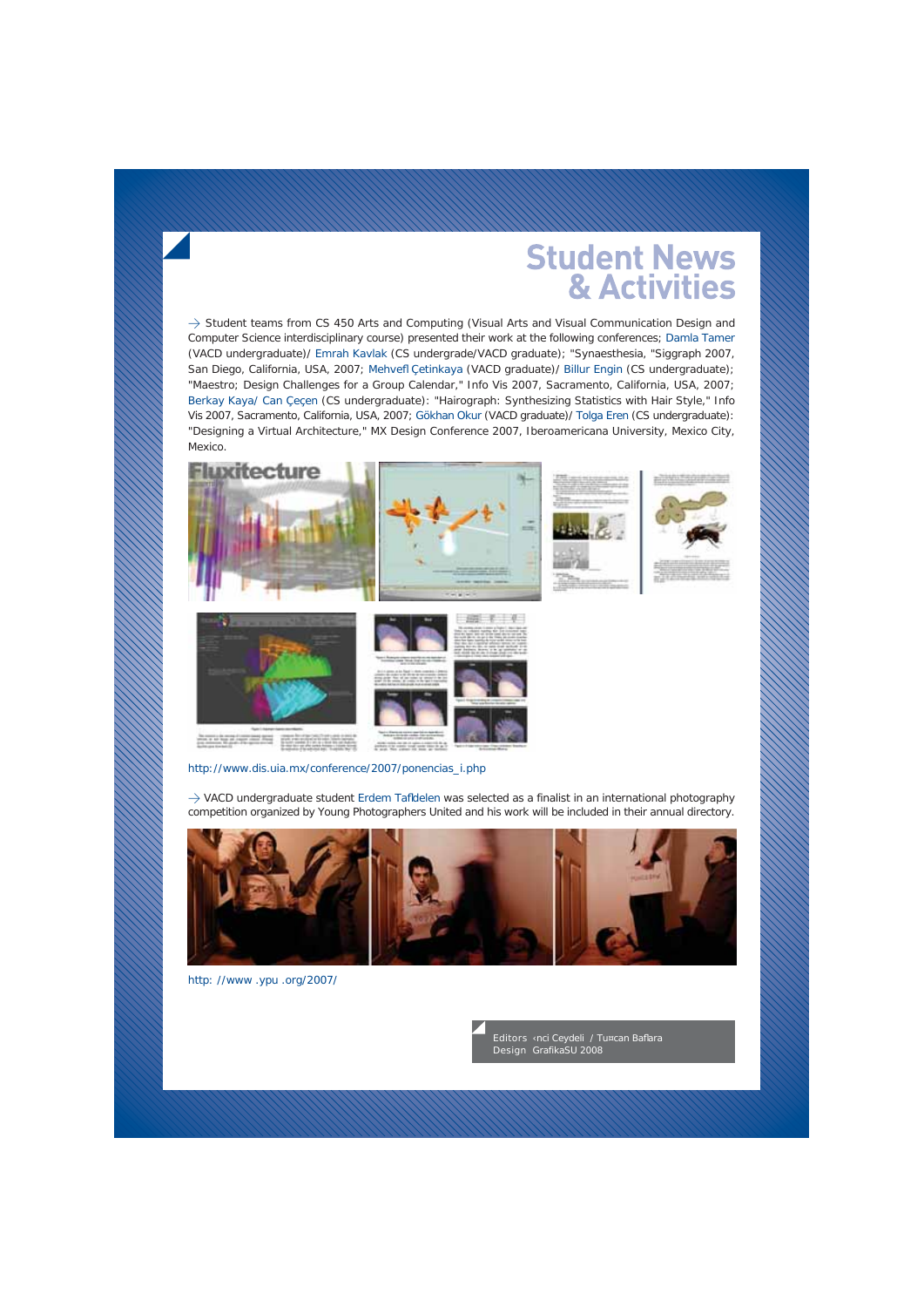# Student News & Activities

→ Student teams from CS 450 Arts and Computing (Visual Arts and Visual Communication Design and Computer Science interdisciplinary course) presented their work at the following conferences; Damla Tamer (VACD undergraduate)/ Emrah Kavlak (CS undergrade/VACD graduate); "Synaesthesia, "Siggraph 2007, San Diego, California, USA, 2007; Mehvefl Çetinkaya (VACD graduate)/ Billur Engin (CS undergraduate); "Maestro; Design Challenges for a Group Calendar," Info Vis 2007, Sacramento, California, USA, 2007; Berkay Kaya/ Can Çeçen (CS undergraduate): "Hairograph: Synthesizing Statistics with Hair Style," Info Vis 2007, Sacramento, California, USA, 2007; Gökhan Okur (VACD graduate)/ Tolga Eren (CS undergraduate): "Designing a Virtual Architecture," MX Design Conference 2007, Iberoamericana University, Mexico City, Mexico.

http://www.dis.uia.mx/conference/2007/ponencias_i.php

→ VACD undergraduate student Erdem Tafldelen was selected as a finalist in an international photography competition organized by Young Photographers United and his work will be included in their annual directory.

http: //www .ypu .org/2007/

Editors ‹nci Ceydeli / Tu¤can Baflara
Design GrafikaSU 2008